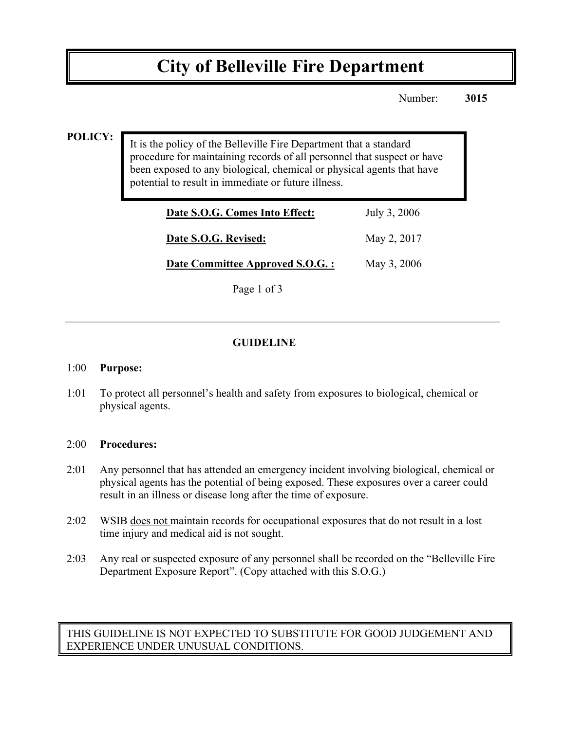# City of Belleville Fire Department

Number: **3015**

**POLICY:**

It is the policy of the Belleville Fire Department that a standard procedure for maintaining records of all personnel that suspect or have been exposed to any biological, chemical or physical agents that have potential to result in immediate or future illness.

| | |
|---|---|
| **Date S.O.G. Comes Into Effect:** | July 3, 2006 |
| **Date S.O.G. Revised:** | May 2, 2017 |
| **Date Committee Approved S.O.G. :** | May 3, 2006 |

## GUIDELINE

1:00 **Purpose:**

1:01 To protect all personnel's health and safety from exposures to biological, chemical or physical agents.

2:00 **Procedures:**

2:01 Any personnel that has attended an emergency incident involving biological, chemical or physical agents has the potential of being exposed. These exposures over a career could result in an illness or disease long after the time of exposure.

2:02 WSIB does not maintain records for occupational exposures that do not result in a lost time injury and medical aid is not sought.

2:03 Any real or suspected exposure of any personnel shall be recorded on the "Belleville Fire Department Exposure Report". (Copy attached with this S.O.G.)

THIS GUIDELINE IS NOT EXPECTED TO SUBSTITUTE FOR GOOD JUDGEMENT AND EXPERIENCE UNDER UNUSUAL CONDITIONS.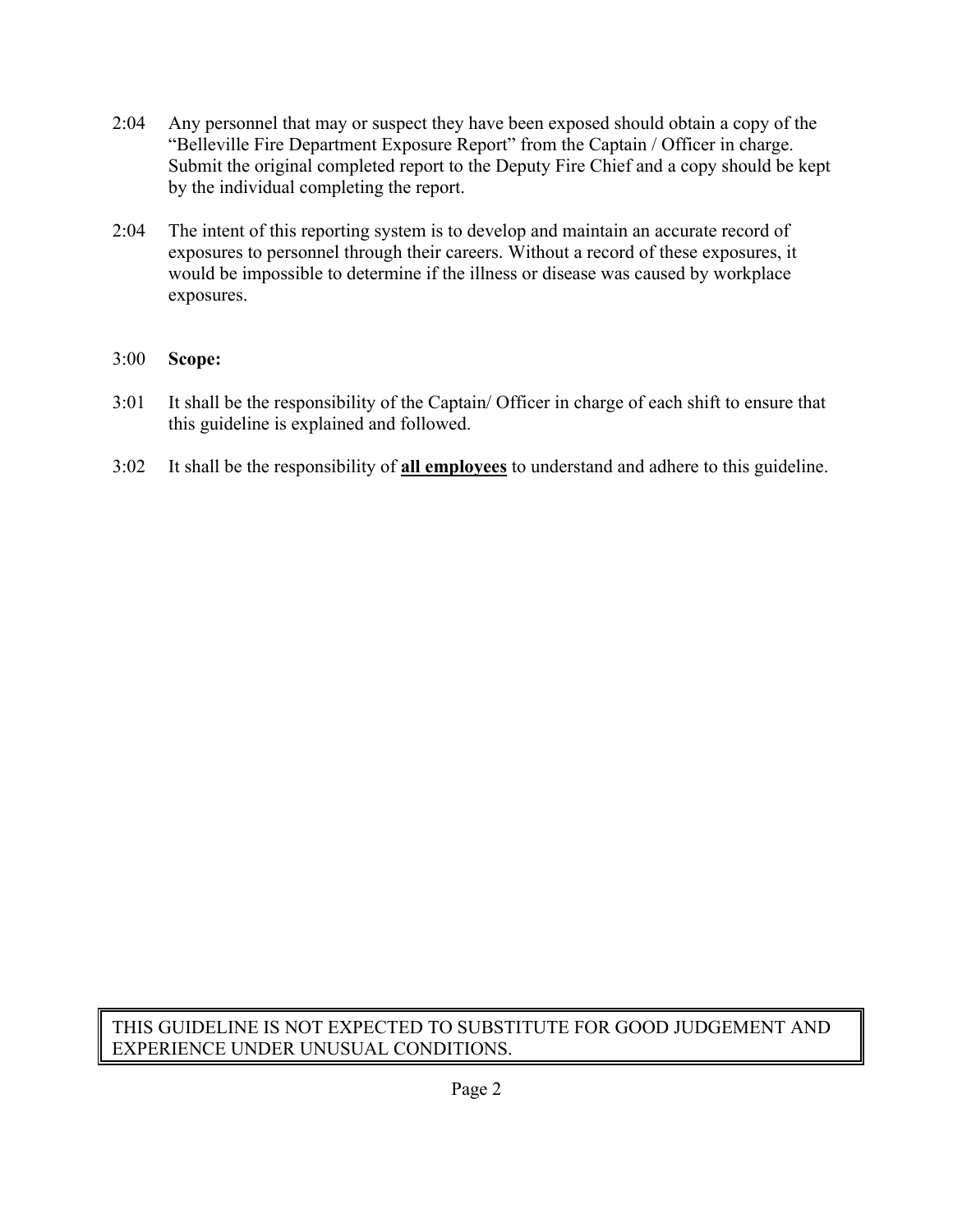2:04 Any personnel that may or suspect they have been exposed should obtain a copy of the "Belleville Fire Department Exposure Report" from the Captain / Officer in charge. Submit the original completed report to the Deputy Fire Chief and a copy should be kept by the individual completing the report.

2:04 The intent of this reporting system is to develop and maintain an accurate record of exposures to personnel through their careers. Without a record of these exposures, it would be impossible to determine if the illness or disease was caused by workplace exposures.

3:00 **Scope:**

3:01 It shall be the responsibility of the Captain/ Officer in charge of each shift to ensure that this guideline is explained and followed.

3:02 It shall be the responsibility of **<u>all employees</u>** to understand and adhere to this guideline.

THIS GUIDELINE IS NOT EXPECTED TO SUBSTITUTE FOR GOOD JUDGEMENT AND EXPERIENCE UNDER UNUSUAL CONDITIONS.